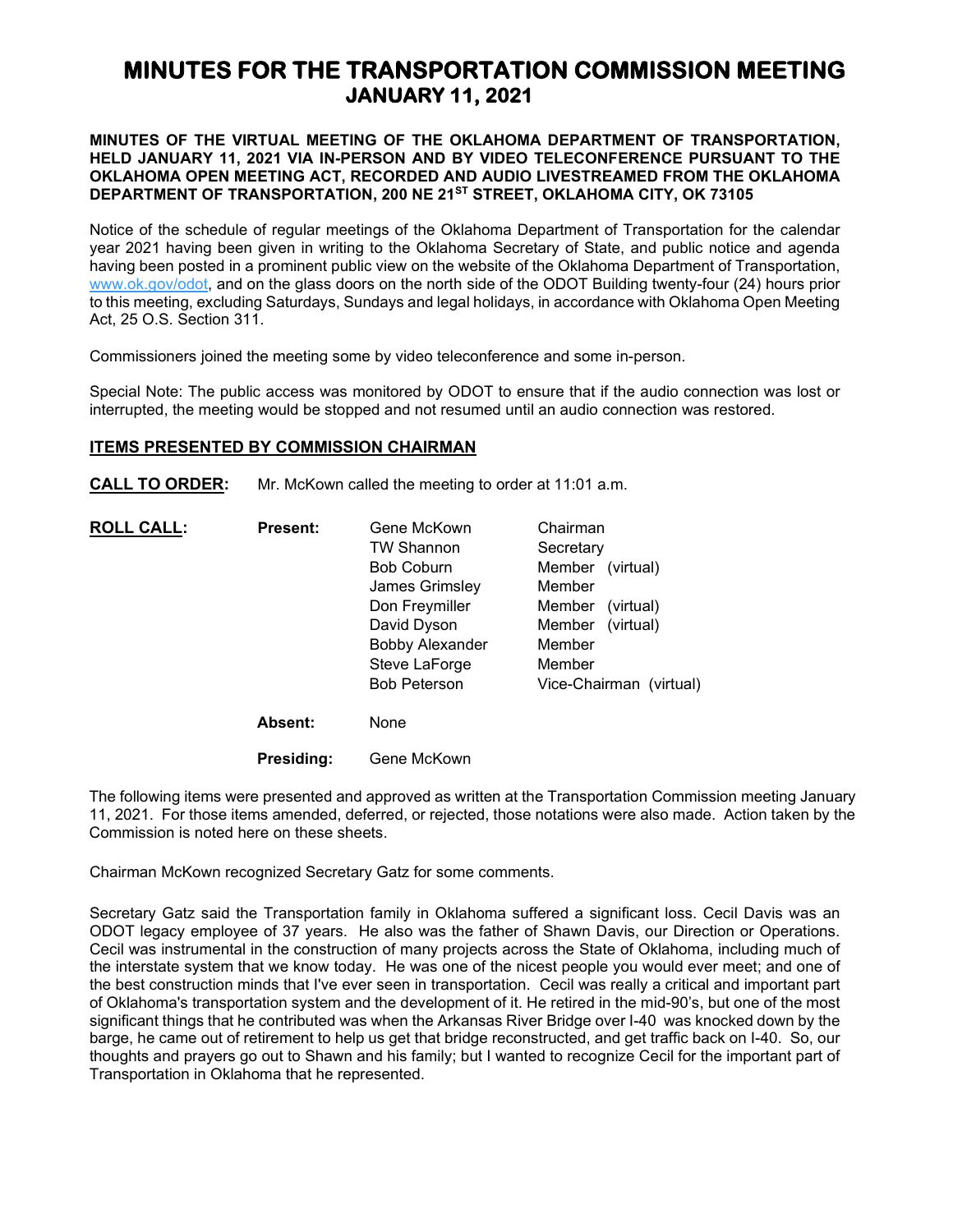# MINUTES FOR THE TRANSPORTATION COMMISSION MEETING
## JANUARY 11, 2021

**MINUTES OF THE VIRTUAL MEETING OF THE OKLAHOMA DEPARTMENT OF TRANSPORTATION, HELD JANUARY 11, 2021 VIA IN-PERSON AND BY VIDEO TELECONFERENCE PURSUANT TO THE OKLAHOMA OPEN MEETING ACT, RECORDED AND AUDIO LIVESTREAMED FROM THE OKLAHOMA DEPARTMENT OF TRANSPORTATION, 200 NE 21ST STREET, OKLAHOMA CITY, OK 73105**

Notice of the schedule of regular meetings of the Oklahoma Department of Transportation for the calendar year 2021 having been given in writing to the Oklahoma Secretary of State, and public notice and agenda having been posted in a prominent public view on the website of the Oklahoma Department of Transportation, www.ok.gov/odot, and on the glass doors on the north side of the ODOT Building twenty-four (24) hours prior to this meeting, excluding Saturdays, Sundays and legal holidays, in accordance with Oklahoma Open Meeting Act, 25 O.S. Section 311.

Commissioners joined the meeting some by video teleconference and some in-person.

Special Note: The public access was monitored by ODOT to ensure that if the audio connection was lost or interrupted, the meeting would be stopped and not resumed until an audio connection was restored.

**ITEMS PRESENTED BY COMMISSION CHAIRMAN**

**CALL TO ORDER:** Mr. McKown called the meeting to order at 11:01 a.m.

**ROLL CALL:**

**Present:**

| | |
|---|---|
| Gene McKown | Chairman |
| TW Shannon | Secretary |
| Bob Coburn | Member (virtual) |
| James Grimsley | Member |
| Don Freymiller | Member (virtual) |
| David Dyson | Member (virtual) |
| Bobby Alexander | Member |
| Steve LaForge | Member |
| Bob Peterson | Vice-Chairman (virtual) |

**Absent:** None

**Presiding:** Gene McKown

The following items were presented and approved as written at the Transportation Commission meeting January 11, 2021. For those items amended, deferred, or rejected, those notations were also made. Action taken by the Commission is noted here on these sheets.

Chairman McKown recognized Secretary Gatz for some comments.

Secretary Gatz said the Transportation family in Oklahoma suffered a significant loss. Cecil Davis was an ODOT legacy employee of 37 years. He also was the father of Shawn Davis, our Direction or Operations. Cecil was instrumental in the construction of many projects across the State of Oklahoma, including much of the interstate system that we know today. He was one of the nicest people you would ever meet; and one of the best construction minds that I've ever seen in transportation. Cecil was really a critical and important part of Oklahoma's transportation system and the development of it. He retired in the mid-90's, but one of the most significant things that he contributed was when the Arkansas River Bridge over I-40 was knocked down by the barge, he came out of retirement to help us get that bridge reconstructed, and get traffic back on I-40. So, our thoughts and prayers go out to Shawn and his family; but I wanted to recognize Cecil for the important part of Transportation in Oklahoma that he represented.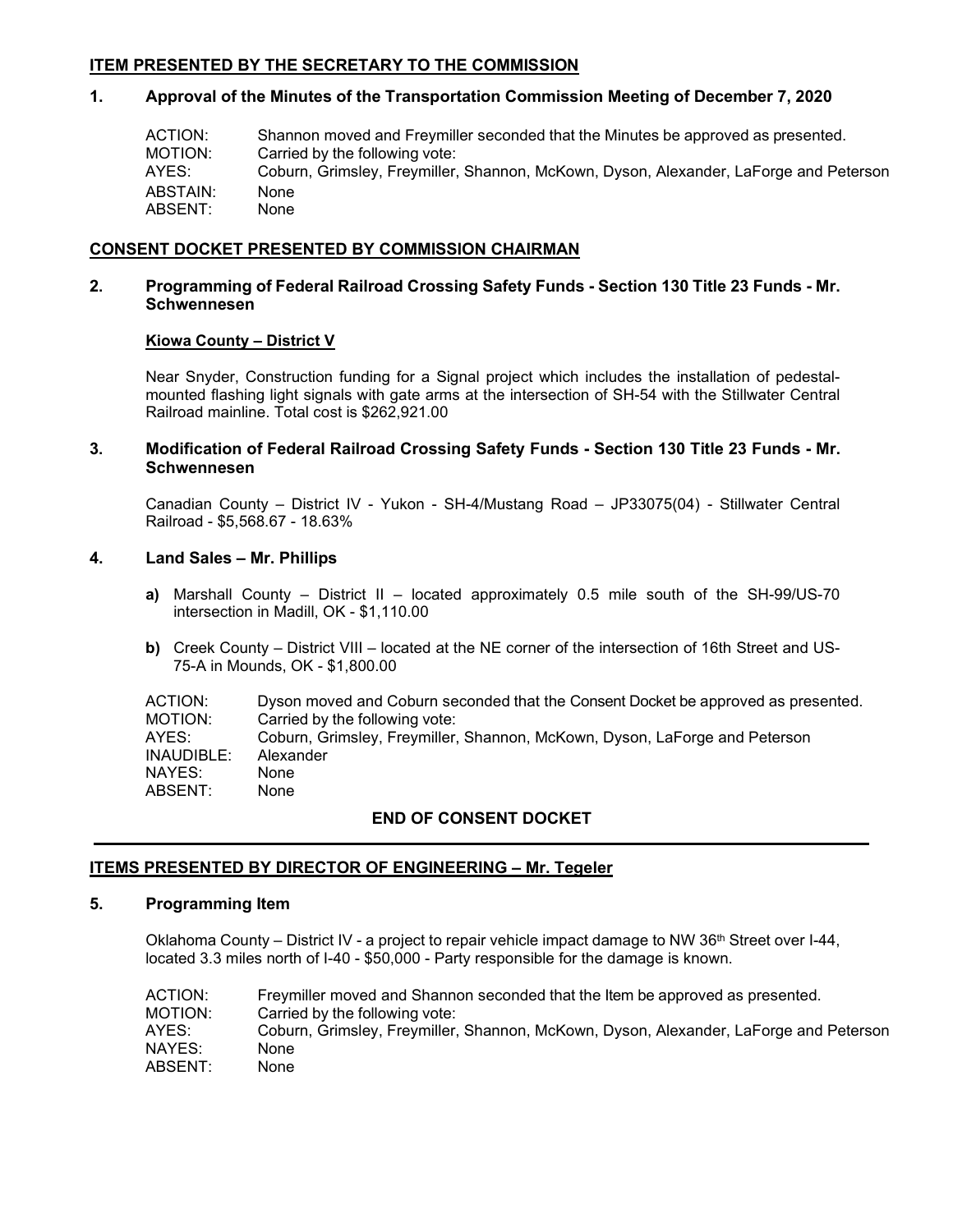## ITEM PRESENTED BY THE SECRETARY TO THE COMMISSION

### 1. Approval of the Minutes of the Transportation Commission Meeting of December 7, 2020

| | |
|---|---|
| ACTION: | Shannon moved and Freymiller seconded that the Minutes be approved as presented. |
| MOTION: | Carried by the following vote: |
| AYES: | Coburn, Grimsley, Freymiller, Shannon, McKown, Dyson, Alexander, LaForge and Peterson |
| ABSTAIN: | None |
| ABSENT: | None |

## CONSENT DOCKET PRESENTED BY COMMISSION CHAIRMAN

### 2. Programming of Federal Railroad Crossing Safety Funds - Section 130 Title 23 Funds - Mr. Schwennesen

**Kiowa County – District V**

Near Snyder, Construction funding for a Signal project which includes the installation of pedestal-mounted flashing light signals with gate arms at the intersection of SH-54 with the Stillwater Central Railroad mainline. Total cost is $262,921.00

### 3. Modification of Federal Railroad Crossing Safety Funds - Section 130 Title 23 Funds - Mr. Schwennesen

Canadian County – District IV - Yukon - SH-4/Mustang Road – JP33075(04) - Stillwater Central Railroad - $5,568.67 - 18.63%

### 4. Land Sales – Mr. Phillips

- **a)** Marshall County – District II – located approximately 0.5 mile south of the SH-99/US-70 intersection in Madill, OK - $1,110.00
- **b)** Creek County – District VIII – located at the NE corner of the intersection of 16th Street and US-75-A in Mounds, OK - $1,800.00

| | |
|---|---|
| ACTION: | Dyson moved and Coburn seconded that the Consent Docket be approved as presented. |
| MOTION: | Carried by the following vote: |
| AYES: | Coburn, Grimsley, Freymiller, Shannon, McKown, Dyson, LaForge and Peterson |
| INAUDIBLE: | Alexander |
| NAYES: | None |
| ABSENT: | None |

**END OF CONSENT DOCKET**

---

## ITEMS PRESENTED BY DIRECTOR OF ENGINEERING – Mr. Tegeler

### 5. Programming Item

Oklahoma County – District IV - a project to repair vehicle impact damage to NW 36th Street over I-44, located 3.3 miles north of I-40 - $50,000 - Party responsible for the damage is known.

| | |
|---|---|
| ACTION: | Freymiller moved and Shannon seconded that the Item be approved as presented. |
| MOTION: | Carried by the following vote: |
| AYES: | Coburn, Grimsley, Freymiller, Shannon, McKown, Dyson, Alexander, LaForge and Peterson |
| NAYES: | None |
| ABSENT: | None |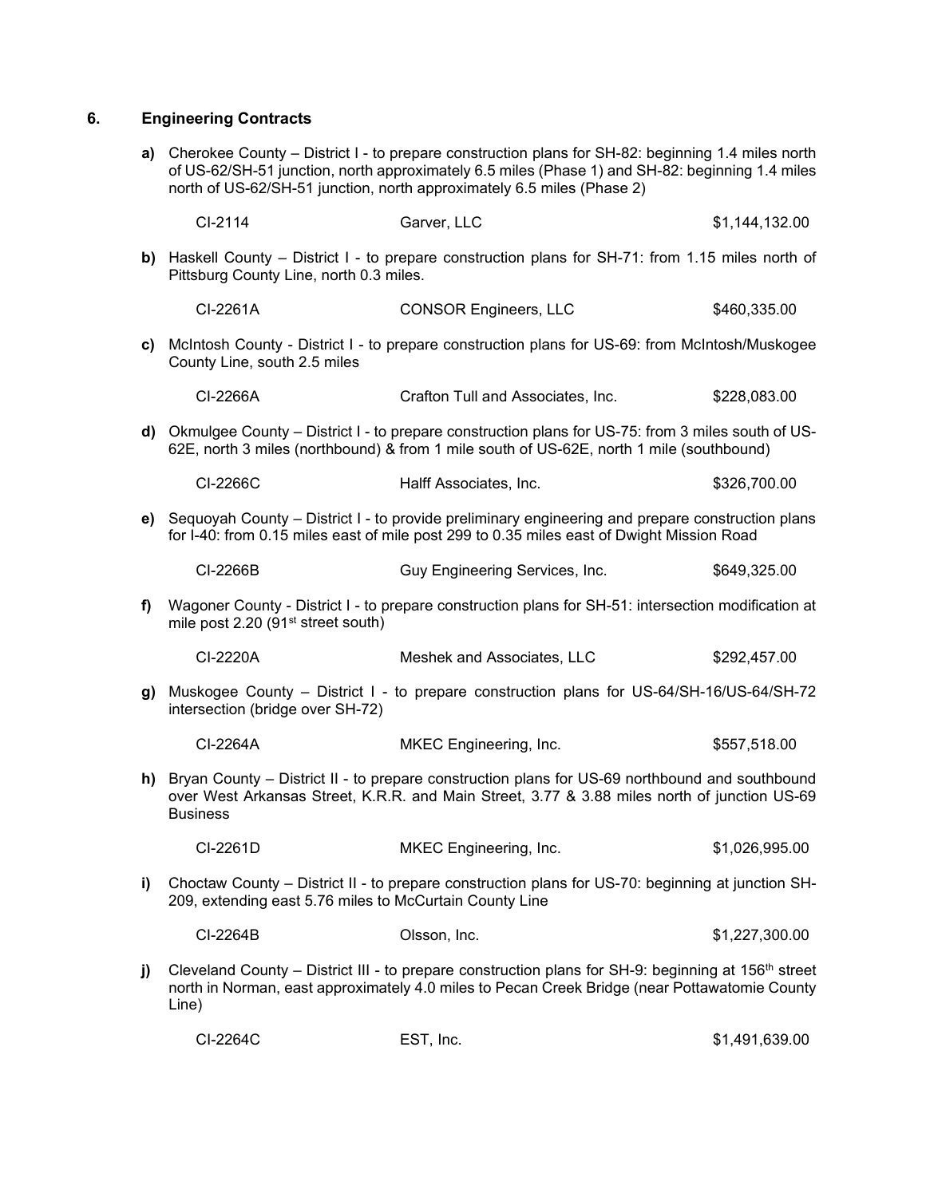## 6. Engineering Contracts

**a)** Cherokee County – District I - to prepare construction plans for SH-82: beginning 1.4 miles north of US-62/SH-51 junction, north approximately 6.5 miles (Phase 1) and SH-82: beginning 1.4 miles north of US-62/SH-51 junction, north approximately 6.5 miles (Phase 2)

| CI-2114 | Garver, LLC | $1,144,132.00 |
|---|---|---|

**b)** Haskell County – District I - to prepare construction plans for SH-71: from 1.15 miles north of Pittsburg County Line, north 0.3 miles.

| CI-2261A | CONSOR Engineers, LLC | $460,335.00 |
|---|---|---|

**c)** McIntosh County - District I - to prepare construction plans for US-69: from McIntosh/Muskogee County Line, south 2.5 miles

| CI-2266A | Crafton Tull and Associates, Inc. | $228,083.00 |
|---|---|---|

**d)** Okmulgee County – District I - to prepare construction plans for US-75: from 3 miles south of US-62E, north 3 miles (northbound) & from 1 mile south of US-62E, north 1 mile (southbound)

| CI-2266C | Halff Associates, Inc. | $326,700.00 |
|---|---|---|

**e)** Sequoyah County – District I - to provide preliminary engineering and prepare construction plans for I-40: from 0.15 miles east of mile post 299 to 0.35 miles east of Dwight Mission Road

| CI-2266B | Guy Engineering Services, Inc. | $649,325.00 |
|---|---|---|

**f)** Wagoner County - District I - to prepare construction plans for SH-51: intersection modification at mile post 2.20 (91st street south)

| CI-2220A | Meshek and Associates, LLC | $292,457.00 |
|---|---|---|

**g)** Muskogee County – District I - to prepare construction plans for US-64/SH-16/US-64/SH-72 intersection (bridge over SH-72)

| CI-2264A | MKEC Engineering, Inc. | $557,518.00 |
|---|---|---|

**h)** Bryan County – District II - to prepare construction plans for US-69 northbound and southbound over West Arkansas Street, K.R.R. and Main Street, 3.77 & 3.88 miles north of junction US-69 Business

| CI-2261D | MKEC Engineering, Inc. | $1,026,995.00 |
|---|---|---|

**i)** Choctaw County – District II - to prepare construction plans for US-70: beginning at junction SH-209, extending east 5.76 miles to McCurtain County Line

| CI-2264B | Olsson, Inc. | $1,227,300.00 |
|---|---|---|

**j)** Cleveland County – District III - to prepare construction plans for SH-9: beginning at 156th street north in Norman, east approximately 4.0 miles to Pecan Creek Bridge (near Pottawatomie County Line)

| CI-2264C | EST, Inc. | $1,491,639.00 |
|---|---|---|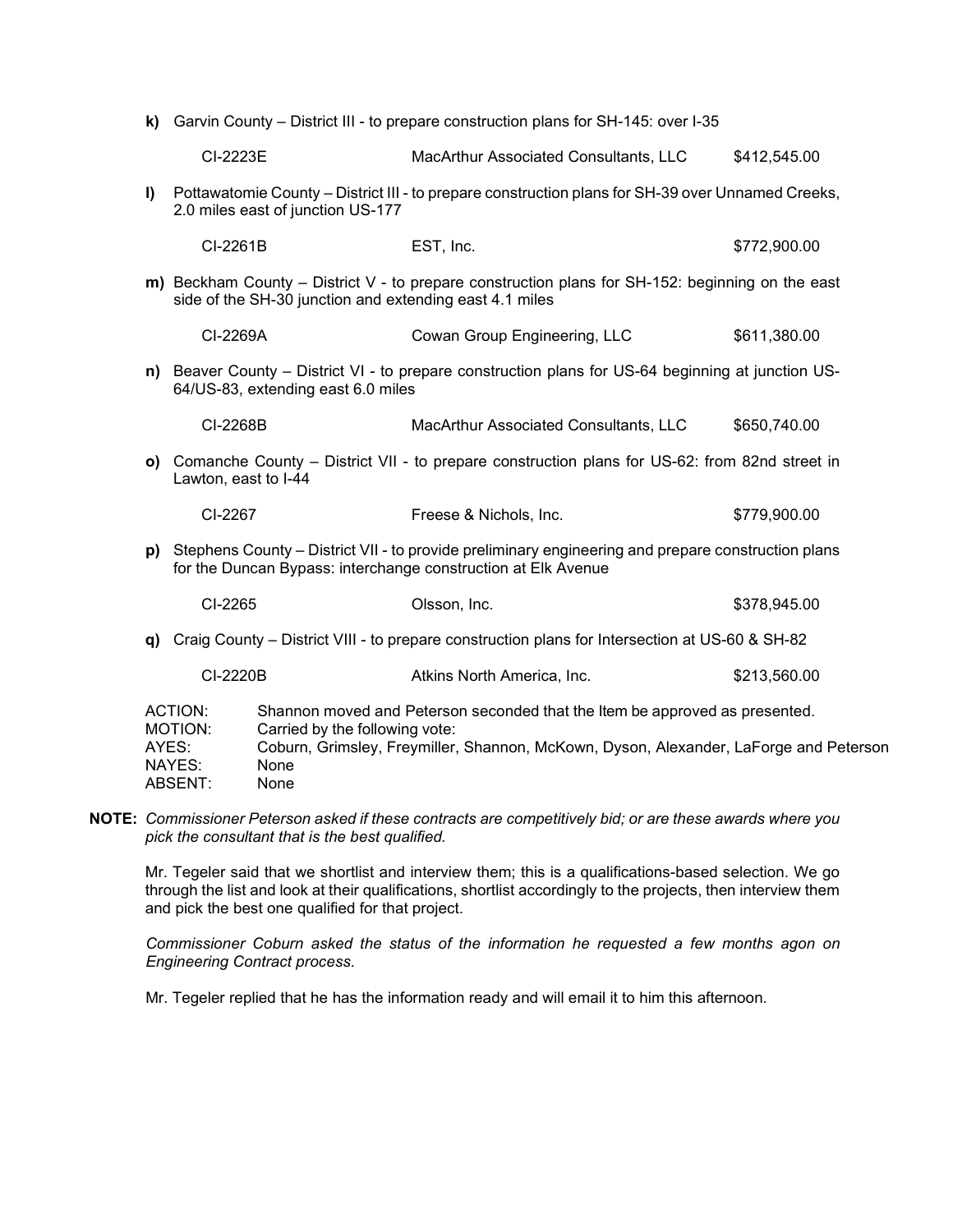**k)** Garvin County – District III - to prepare construction plans for SH-145: over I-35

| CI-2223E | MacArthur Associated Consultants, LLC | $412,545.00 |
|---|---|---|

**l)** Pottawatomie County – District III - to prepare construction plans for SH-39 over Unnamed Creeks, 2.0 miles east of junction US-177

| CI-2261B | EST, Inc. | $772,900.00 |
|---|---|---|

**m)** Beckham County – District V - to prepare construction plans for SH-152: beginning on the east side of the SH-30 junction and extending east 4.1 miles

| CI-2269A | Cowan Group Engineering, LLC | $611,380.00 |
|---|---|---|

**n)** Beaver County – District VI - to prepare construction plans for US-64 beginning at junction US-64/US-83, extending east 6.0 miles

| CI-2268B | MacArthur Associated Consultants, LLC | $650,740.00 |
|---|---|---|

**o)** Comanche County – District VII - to prepare construction plans for US-62: from 82nd street in Lawton, east to I-44

| CI-2267 | Freese & Nichols, Inc. | $779,900.00 |
|---|---|---|

**p)** Stephens County – District VII - to provide preliminary engineering and prepare construction plans for the Duncan Bypass: interchange construction at Elk Avenue

| CI-2265 | Olsson, Inc. | $378,945.00 |
|---|---|---|

**q)** Craig County – District VIII - to prepare construction plans for Intersection at US-60 & SH-82

| CI-2220B | Atkins North America, Inc. | $213,560.00 |
|---|---|---|

ACTION: Shannon moved and Peterson seconded that the Item be approved as presented.
MOTION: Carried by the following vote:
AYES: Coburn, Grimsley, Freymiller, Shannon, McKown, Dyson, Alexander, LaForge and Peterson
NAYES: None
ABSENT: None

**NOTE:** *Commissioner Peterson asked if these contracts are competitively bid; or are these awards where you pick the consultant that is the best qualified.*

Mr. Tegeler said that we shortlist and interview them; this is a qualifications-based selection. We go through the list and look at their qualifications, shortlist accordingly to the projects, then interview them and pick the best one qualified for that project.

*Commissioner Coburn asked the status of the information he requested a few months agon on Engineering Contract process.*

Mr. Tegeler replied that he has the information ready and will email it to him this afternoon.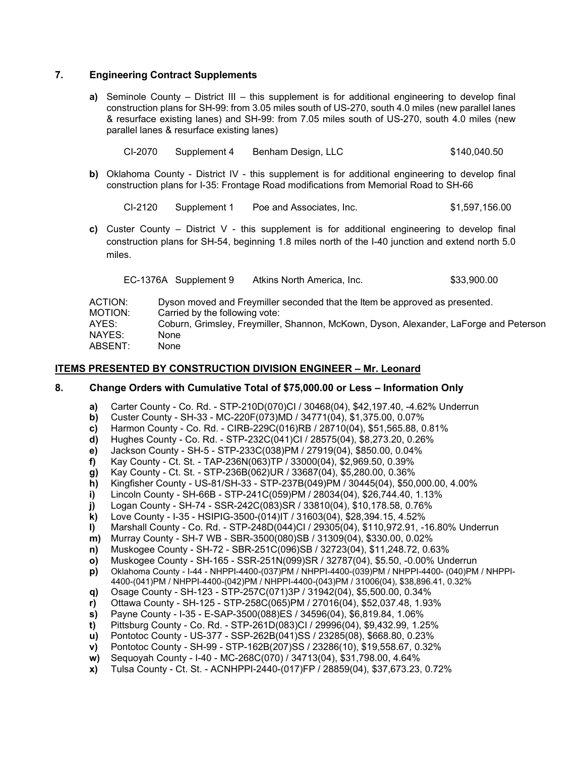## 7. Engineering Contract Supplements

**a)** Seminole County – District III – this supplement is for additional engineering to develop final construction plans for SH-99: from 3.05 miles south of US-270, south 4.0 miles (new parallel lanes & resurface existing lanes) and SH-99: from 7.05 miles south of US-270, south 4.0 miles (new parallel lanes & resurface existing lanes)

| CI-2070 | Supplement 4 | Benham Design, LLC | $140,040.50 |
|---|---|---|---|

**b)** Oklahoma County - District IV - this supplement is for additional engineering to develop final construction plans for I-35: Frontage Road modifications from Memorial Road to SH-66

| CI-2120 | Supplement 1 | Poe and Associates, Inc. | $1,597,156.00 |
|---|---|---|---|

**c)** Custer County – District V - this supplement is for additional engineering to develop final construction plans for SH-54, beginning 1.8 miles north of the I-40 junction and extend north 5.0 miles.

| EC-1376A | Supplement 9 | Atkins North America, Inc. | $33,900.00 |
|---|---|---|---|

ACTION: Dyson moved and Freymiller seconded that the Item be approved as presented.
MOTION: Carried by the following vote:
AYES: Coburn, Grimsley, Freymiller, Shannon, McKown, Dyson, Alexander, LaForge and Peterson
NAYES: None
ABSENT: None

## ITEMS PRESENTED BY CONSTRUCTION DIVISION ENGINEER – Mr. Leonard

## 8. Change Orders with Cumulative Total of $75,000.00 or Less – Information Only

**a)** Carter County - Co. Rd. - STP-210D(070)CI / 30468(04), $42,197.40, -4.62% Underrun
**b)** Custer County - SH-33 - MC-220F(073)MD / 34771(04), $1,375.00, 0.07%
**c)** Harmon County - Co. Rd. - CIRB-229C(016)RB / 28710(04), $51,565.88, 0.81%
**d)** Hughes County - Co. Rd. - STP-232C(041)CI / 28575(04), $8,273.20, 0.26%
**e)** Jackson County - SH-5 - STP-233C(038)PM / 27919(04), $850.00, 0.04%
**f)** Kay County - Ct. St. - TAP-236N(063)TP / 33000(04), $2,969.50, 0.39%
**g)** Kay County - Ct. St. - STP-236B(062)UR / 33687(04), $5,280.00, 0.36%
**h)** Kingfisher County - US-81/SH-33 - STP-237B(049)PM / 30445(04), $50,000.00, 4.00%
**i)** Lincoln County - SH-66B - STP-241C(059)PM / 28034(04), $26,744.40, 1.13%
**j)** Logan County - SH-74 - SSR-242C(083)SR / 33810(04), $10,178.58, 0.76%
**k)** Love County - I-35 - HSIPIG-3500-(014)IT / 31603(04), $28,394.15, 4.52%
**l)** Marshall County - Co. Rd. - STP-248D(044)CI / 29305(04), $110,972.91, -16.80% Underrun
**m)** Murray County - SH-7 WB - SBR-3500(080)SB / 31309(04), $330.00, 0.02%
**n)** Muskogee County - SH-72 - SBR-251C(096)SB / 32723(04), $11,248.72, 0.63%
**o)** Muskogee County - SH-165 - SSR-251N(099)SR / 32787(04), $5.50, -0.00% Underrun
**p)** Oklahoma County - I-44 - NHPPI-4400-(037)PM / NHPPI-4400-(039)PM / NHPPI-4400- (040)PM / NHPPI-4400-(041)PM / NHPPI-4400-(042)PM / NHPPI-4400-(043)PM / 31006(04), $38,896.41, 0.32%
**q)** Osage County - SH-123 - STP-257C(071)3P / 31942(04), $5,500.00, 0.34%
**r)** Ottawa County - SH-125 - STP-258C(065)PM / 27016(04), $52,037.48, 1.93%
**s)** Payne County - I-35 - E-SAP-3500(088)ES / 34596(04), $6,819.84, 1.06%
**t)** Pittsburg County - Co. Rd. - STP-261D(083)CI / 29996(04), $9,432.99, 1.25%
**u)** Pontotoc County - US-377 - SSP-262B(041)SS / 23285(08), $668.80, 0.23%
**v)** Pontotoc County - SH-99 - STP-162B(207)SS / 23286(10), $19,558.67, 0.32%
**w)** Sequoyah County - I-40 - MC-268C(070) / 34713(04), $31,798.00, 4.64%
**x)** Tulsa County - Ct. St. - ACNHPPI-2440-(017)FP / 28859(04), $37,673.23, 0.72%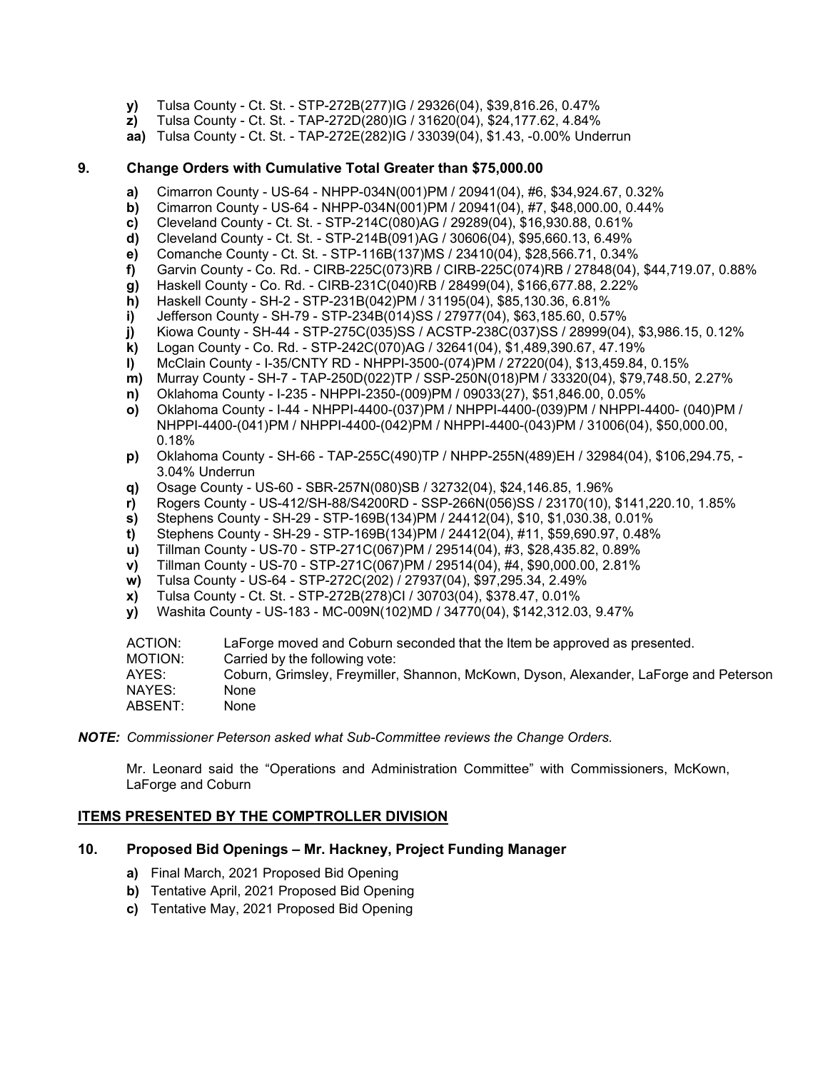- **y)** Tulsa County - Ct. St. - STP-272B(277)IG / 29326(04), $39,816.26, 0.47%
- **z)** Tulsa County - Ct. St. - TAP-272D(280)IG / 31620(04), $24,177.62, 4.84%
- **aa)** Tulsa County - Ct. St. - TAP-272E(282)IG / 33039(04), $1.43, -0.00% Underrun

## 9. Change Orders with Cumulative Total Greater than $75,000.00

- **a)** Cimarron County - US-64 - NHPP-034N(001)PM / 20941(04), #6, $34,924.67, 0.32%
- **b)** Cimarron County - US-64 - NHPP-034N(001)PM / 20941(04), #7, $48,000.00, 0.44%
- **c)** Cleveland County - Ct. St. - STP-214C(080)AG / 29289(04), $16,930.88, 0.61%
- **d)** Cleveland County - Ct. St. - STP-214B(091)AG / 30606(04), $95,660.13, 6.49%
- **e)** Comanche County - Ct. St. - STP-116B(137)MS / 23410(04), $28,566.71, 0.34%
- **f)** Garvin County - Co. Rd. - CIRB-225C(073)RB / CIRB-225C(074)RB / 27848(04), $44,719.07, 0.88%
- **g)** Haskell County - Co. Rd. - CIRB-231C(040)RB / 28499(04), $166,677.88, 2.22%
- **h)** Haskell County - SH-2 - STP-231B(042)PM / 31195(04), $85,130.36, 6.81%
- **i)** Jefferson County - SH-79 - STP-234B(014)SS / 27977(04), $63,185.60, 0.57%
- **j)** Kiowa County - SH-44 - STP-275C(035)SS / ACSTP-238C(037)SS / 28999(04), $3,986.15, 0.12%
- **k)** Logan County - Co. Rd. - STP-242C(070)AG / 32641(04), $1,489,390.67, 47.19%
- **l)** McClain County - I-35/CNTY RD - NHPPI-3500-(074)PM / 27220(04), $13,459.84, 0.15%
- **m)** Murray County - SH-7 - TAP-250D(022)TP / SSP-250N(018)PM / 33320(04), $79,748.50, 2.27%
- **n)** Oklahoma County - I-235 - NHPPI-2350-(009)PM / 09033(27), $51,846.00, 0.05%
- **o)** Oklahoma County - I-44 - NHPPI-4400-(037)PM / NHPPI-4400-(039)PM / NHPPI-4400- (040)PM / NHPPI-4400-(041)PM / NHPPI-4400-(042)PM / NHPPI-4400-(043)PM / 31006(04), $50,000.00, 0.18%
- **p)** Oklahoma County - SH-66 - TAP-255C(490)TP / NHPP-255N(489)EH / 32984(04), $106,294.75, -3.04% Underrun
- **q)** Osage County - US-60 - SBR-257N(080)SB / 32732(04), $24,146.85, 1.96%
- **r)** Rogers County - US-412/SH-88/S4200RD - SSP-266N(056)SS / 23170(10), $141,220.10, 1.85%
- **s)** Stephens County - SH-29 - STP-169B(134)PM / 24412(04), $10, $1,030.38, 0.01%
- **t)** Stephens County - SH-29 - STP-169B(134)PM / 24412(04), #11, $59,690.97, 0.48%
- **u)** Tillman County - US-70 - STP-271C(067)PM / 29514(04), #3, $28,435.82, 0.89%
- **v)** Tillman County - US-70 - STP-271C(067)PM / 29514(04), #4, $90,000.00, 2.81%
- **w)** Tulsa County - US-64 - STP-272C(202) / 27937(04), $97,295.34, 2.49%
- **x)** Tulsa County - Ct. St. - STP-272B(278)CI / 30703(04), $378.47, 0.01%
- **y)** Washita County - US-183 - MC-009N(102)MD / 34770(04), $142,312.03, 9.47%

ACTION: LaForge moved and Coburn seconded that the Item be approved as presented.
MOTION: Carried by the following vote:
AYES: Coburn, Grimsley, Freymiller, Shannon, McKown, Dyson, Alexander, LaForge and Peterson
NAYES: None
ABSENT: None

***NOTE:*** *Commissioner Peterson asked what Sub-Committee reviews the Change Orders.*

Mr. Leonard said the "Operations and Administration Committee" with Commissioners, McKown, LaForge and Coburn

## ITEMS PRESENTED BY THE COMPTROLLER DIVISION

## 10. Proposed Bid Openings – Mr. Hackney, Project Funding Manager

- **a)** Final March, 2021 Proposed Bid Opening
- **b)** Tentative April, 2021 Proposed Bid Opening
- **c)** Tentative May, 2021 Proposed Bid Opening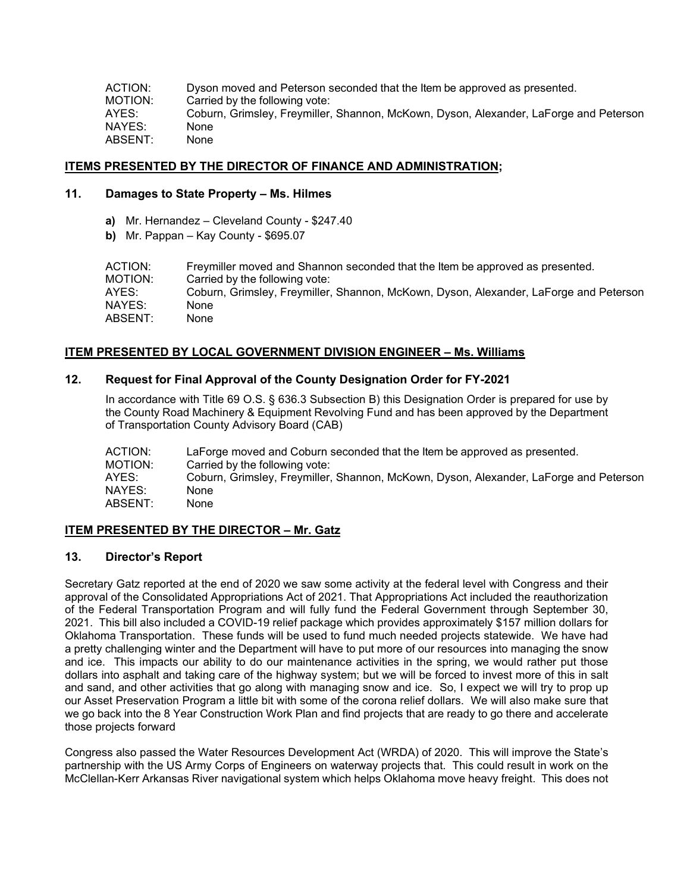ACTION: Dyson moved and Peterson seconded that the Item be approved as presented.
MOTION: Carried by the following vote:
AYES: Coburn, Grimsley, Freymiller, Shannon, McKown, Dyson, Alexander, LaForge and Peterson
NAYES: None
ABSENT: None

## ITEMS PRESENTED BY THE DIRECTOR OF FINANCE AND ADMINISTRATION;

### 11. Damages to State Property – Ms. Hilmes

- **a)** Mr. Hernandez – Cleveland County - $247.40
- **b)** Mr. Pappan – Kay County - $695.07

ACTION: Freymiller moved and Shannon seconded that the Item be approved as presented.
MOTION: Carried by the following vote:
AYES: Coburn, Grimsley, Freymiller, Shannon, McKown, Dyson, Alexander, LaForge and Peterson
NAYES: None
ABSENT: None

## ITEM PRESENTED BY LOCAL GOVERNMENT DIVISION ENGINEER – Ms. Williams

### 12. Request for Final Approval of the County Designation Order for FY-2021

In accordance with Title 69 O.S. § 636.3 Subsection B) this Designation Order is prepared for use by the County Road Machinery & Equipment Revolving Fund and has been approved by the Department of Transportation County Advisory Board (CAB)

ACTION: LaForge moved and Coburn seconded that the Item be approved as presented.
MOTION: Carried by the following vote:
AYES: Coburn, Grimsley, Freymiller, Shannon, McKown, Dyson, Alexander, LaForge and Peterson
NAYES: None
ABSENT: None

## ITEM PRESENTED BY THE DIRECTOR – Mr. Gatz

### 13. Director's Report

Secretary Gatz reported at the end of 2020 we saw some activity at the federal level with Congress and their approval of the Consolidated Appropriations Act of 2021. That Appropriations Act included the reauthorization of the Federal Transportation Program and will fully fund the Federal Government through September 30, 2021. This bill also included a COVID-19 relief package which provides approximately $157 million dollars for Oklahoma Transportation. These funds will be used to fund much needed projects statewide. We have had a pretty challenging winter and the Department will have to put more of our resources into managing the snow and ice. This impacts our ability to do our maintenance activities in the spring, we would rather put those dollars into asphalt and taking care of the highway system; but we will be forced to invest more of this in salt and sand, and other activities that go along with managing snow and ice. So, I expect we will try to prop up our Asset Preservation Program a little bit with some of the corona relief dollars. We will also make sure that we go back into the 8 Year Construction Work Plan and find projects that are ready to go there and accelerate those projects forward

Congress also passed the Water Resources Development Act (WRDA) of 2020. This will improve the State's partnership with the US Army Corps of Engineers on waterway projects that. This could result in work on the McClellan-Kerr Arkansas River navigational system which helps Oklahoma move heavy freight. This does not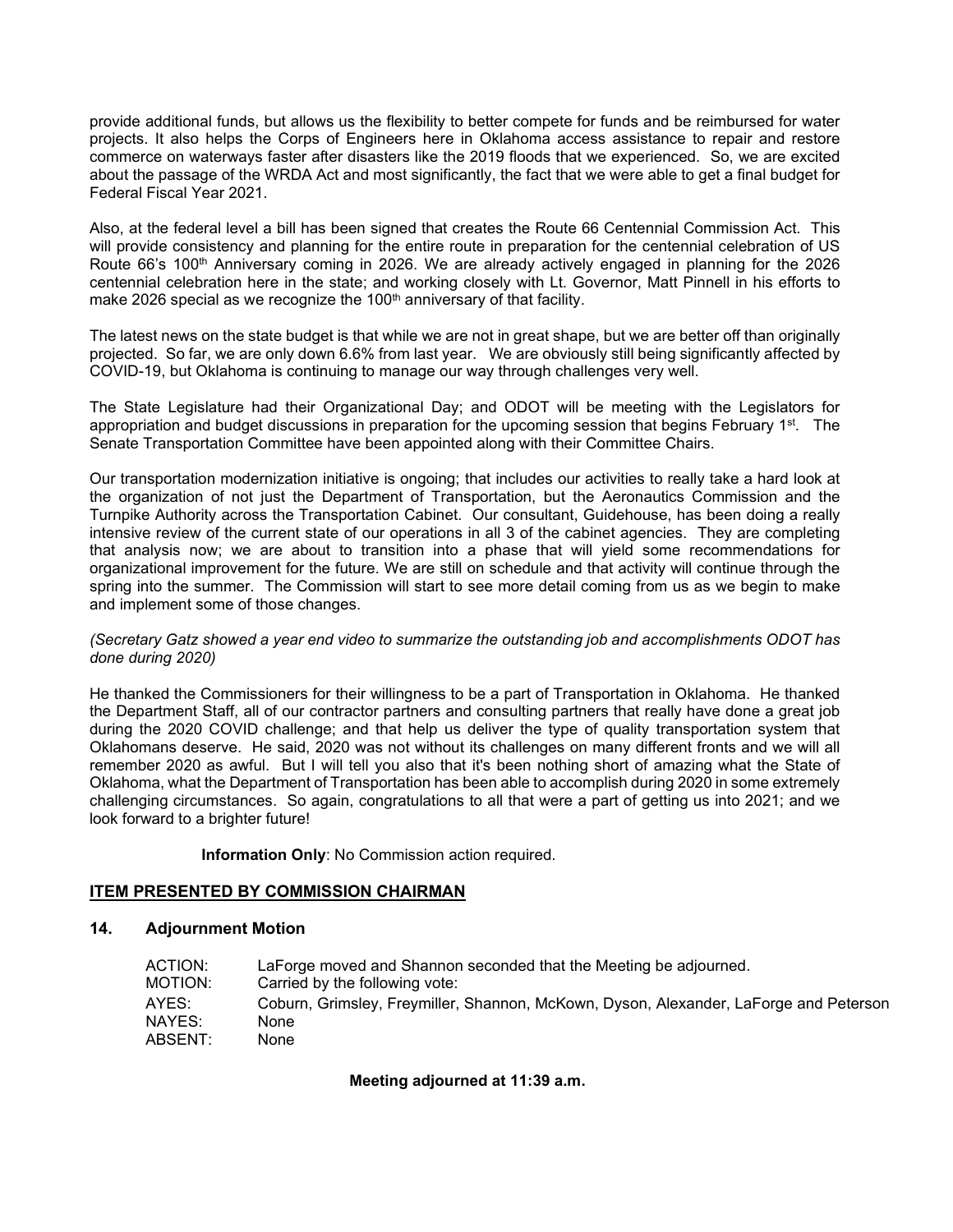provide additional funds, but allows us the flexibility to better compete for funds and be reimbursed for water projects. It also helps the Corps of Engineers here in Oklahoma access assistance to repair and restore commerce on waterways faster after disasters like the 2019 floods that we experienced. So, we are excited about the passage of the WRDA Act and most significantly, the fact that we were able to get a final budget for Federal Fiscal Year 2021.

Also, at the federal level a bill has been signed that creates the Route 66 Centennial Commission Act. This will provide consistency and planning for the entire route in preparation for the centennial celebration of US Route 66's 100th Anniversary coming in 2026. We are already actively engaged in planning for the 2026 centennial celebration here in the state; and working closely with Lt. Governor, Matt Pinnell in his efforts to make 2026 special as we recognize the 100th anniversary of that facility.

The latest news on the state budget is that while we are not in great shape, but we are better off than originally projected. So far, we are only down 6.6% from last year. We are obviously still being significantly affected by COVID-19, but Oklahoma is continuing to manage our way through challenges very well.

The State Legislature had their Organizational Day; and ODOT will be meeting with the Legislators for appropriation and budget discussions in preparation for the upcoming session that begins February 1st. The Senate Transportation Committee have been appointed along with their Committee Chairs.

Our transportation modernization initiative is ongoing; that includes our activities to really take a hard look at the organization of not just the Department of Transportation, but the Aeronautics Commission and the Turnpike Authority across the Transportation Cabinet. Our consultant, Guidehouse, has been doing a really intensive review of the current state of our operations in all 3 of the cabinet agencies. They are completing that analysis now; we are about to transition into a phase that will yield some recommendations for organizational improvement for the future. We are still on schedule and that activity will continue through the spring into the summer. The Commission will start to see more detail coming from us as we begin to make and implement some of those changes.

*(Secretary Gatz showed a year end video to summarize the outstanding job and accomplishments ODOT has done during 2020)*

He thanked the Commissioners for their willingness to be a part of Transportation in Oklahoma. He thanked the Department Staff, all of our contractor partners and consulting partners that really have done a great job during the 2020 COVID challenge; and that help us deliver the type of quality transportation system that Oklahomans deserve. He said, 2020 was not without its challenges on many different fronts and we will all remember 2020 as awful. But I will tell you also that it's been nothing short of amazing what the State of Oklahoma, what the Department of Transportation has been able to accomplish during 2020 in some extremely challenging circumstances. So again, congratulations to all that were a part of getting us into 2021; and we look forward to a brighter future!

**Information Only**: No Commission action required.

## ITEM PRESENTED BY COMMISSION CHAIRMAN

### 14. Adjournment Motion

| | |
|---|---|
| ACTION: | LaForge moved and Shannon seconded that the Meeting be adjourned. |
| MOTION: | Carried by the following vote: |
| AYES: | Coburn, Grimsley, Freymiller, Shannon, McKown, Dyson, Alexander, LaForge and Peterson |
| NAYES: | None |
| ABSENT: | None |

**Meeting adjourned at 11:39 a.m.**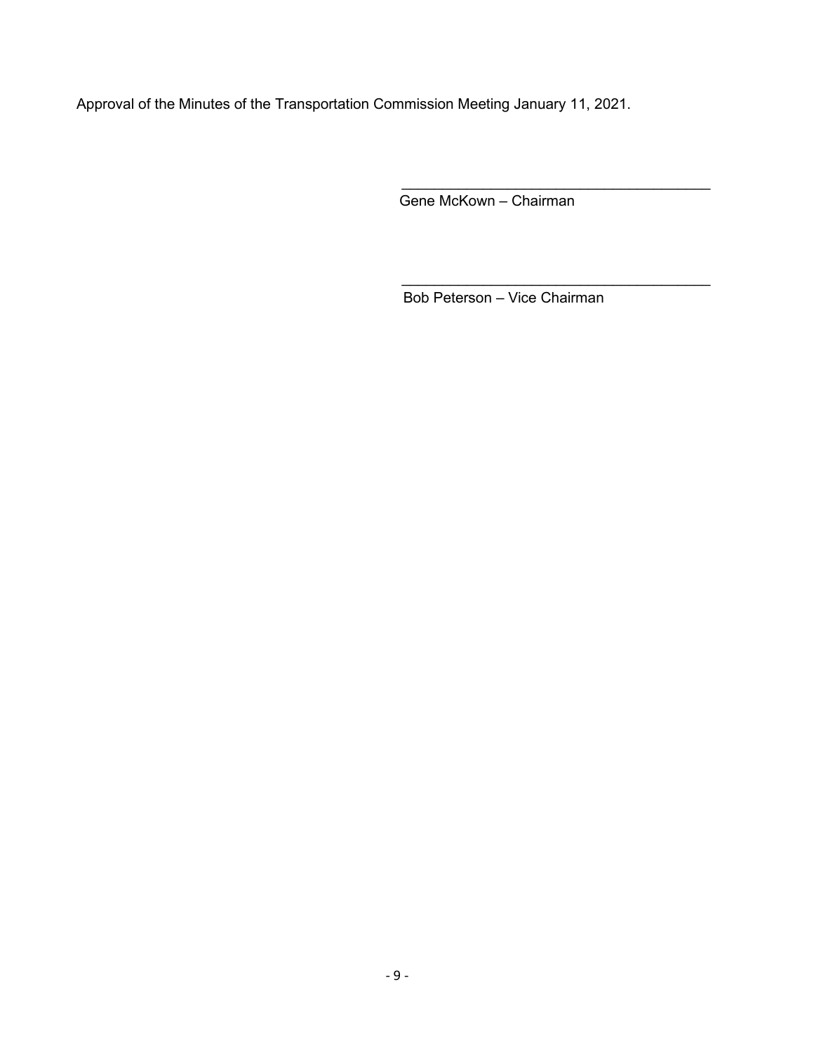Approval of the Minutes of the Transportation Commission Meeting January 11, 2021.

\_\_\_\_\_\_\_\_\_\_\_\_\_\_\_\_\_\_\_\_\_\_\_\_\_\_\_\_\_\_\_\_\_\_\_\_\_\_\_\_

Gene McKown – Chairman

\_\_\_\_\_\_\_\_\_\_\_\_\_\_\_\_\_\_\_\_\_\_\_\_\_\_\_\_\_\_\_\_\_\_\_\_\_\_\_\_

Bob Peterson – Vice Chairman